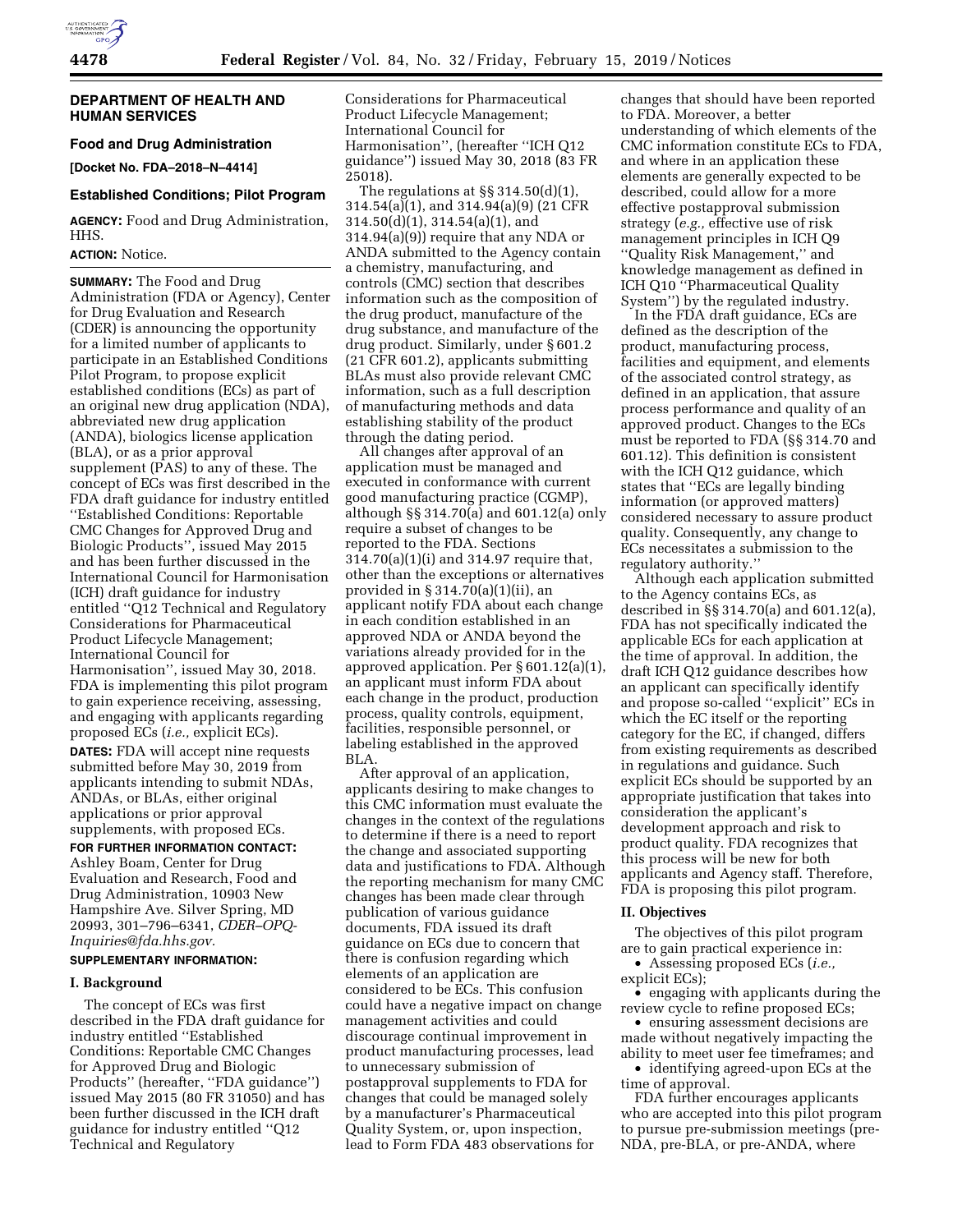**DEPARTMENT OF HEALTH AND HUMAN SERVICES**

**Food and Drug Administration**

**[Docket No. FDA–2018–N–4414]**

**Established Conditions; Pilot Program**

**AGENCY:** Food and Drug Administration, HHS.

**ACTION:** Notice.

**SUMMARY:** The Food and Drug Administration (FDA or Agency), Center for Drug Evaluation and Research (CDER) is announcing the opportunity for a limited number of applicants to participate in an Established Conditions Pilot Program, to propose explicit established conditions (ECs) as part of an original new drug application (NDA), abbreviated new drug application (ANDA), biologics license application (BLA), or as a prior approval supplement (PAS) to any of these. The concept of ECs was first described in the FDA draft guidance for industry entitled ''Established Conditions: Reportable CMC Changes for Approved Drug and Biologic Products'', issued May 2015 and has been further discussed in the International Council for Harmonisation (ICH) draft guidance for industry entitled ''Q12 Technical and Regulatory Considerations for Pharmaceutical Product Lifecycle Management; International Council for Harmonisation'', issued May 30, 2018. FDA is implementing this pilot program to gain experience receiving, assessing, and engaging with applicants regarding proposed ECs (*i.e.,* explicit ECs).

**DATES:** FDA will accept nine requests submitted before May 30, 2019 from applicants intending to submit NDAs, ANDAs, or BLAs, either original applications or prior approval supplements, with proposed ECs.

**FOR FURTHER INFORMATION CONTACT:** Ashley Boam, Center for Drug Evaluation and Research, Food and Drug Administration, 10903 New Hampshire Ave. Silver Spring, MD 20993, 301–796–6341, *CDER–OPQ-Inquiries@fda.hhs.gov.*

**SUPPLEMENTARY INFORMATION:**

**I. Background**

The concept of ECs was first described in the FDA draft guidance for industry entitled ''Established Conditions: Reportable CMC Changes for Approved Drug and Biologic Products'' (hereafter, ''FDA guidance'') issued May 2015 (80 FR 31050) and has been further discussed in the ICH draft guidance for industry entitled ''Q12 Technical and Regulatory Considerations for Pharmaceutical Product Lifecycle Management; International Council for Harmonisation'', (hereafter ''ICH Q12 guidance'') issued May 30, 2018 (83 FR 25018).

The regulations at §§ 314.50(d)(1), 314.54(a)(1), and 314.94(a)(9) (21 CFR 314.50(d)(1), 314.54(a)(1), and 314.94(a)(9)) require that any NDA or ANDA submitted to the Agency contain a chemistry, manufacturing, and controls (CMC) section that describes information such as the composition of the drug product, manufacture of the drug substance, and manufacture of the drug product. Similarly, under § 601.2 (21 CFR 601.2), applicants submitting BLAs must also provide relevant CMC information, such as a full description of manufacturing methods and data establishing stability of the product through the dating period.

All changes after approval of an application must be managed and executed in conformance with current good manufacturing practice (CGMP), although §§ 314.70(a) and 601.12(a) only require a subset of changes to be reported to the FDA. Sections 314.70(a)(1)(i) and 314.97 require that, other than the exceptions or alternatives provided in § 314.70(a)(1)(ii), an applicant notify FDA about each change in each condition established in an approved NDA or ANDA beyond the variations already provided for in the approved application. Per § 601.12(a)(1), an applicant must inform FDA about each change in the product, production process, quality controls, equipment, facilities, responsible personnel, or labeling established in the approved BLA.

After approval of an application, applicants desiring to make changes to this CMC information must evaluate the changes in the context of the regulations to determine if there is a need to report the change and associated supporting data and justifications to FDA. Although the reporting mechanism for many CMC changes has been made clear through publication of various guidance documents, FDA issued its draft guidance on ECs due to concern that there is confusion regarding which elements of an application are considered to be ECs. This confusion could have a negative impact on change management activities and could discourage continual improvement in product manufacturing processes, lead to unnecessary submission of postapproval supplements to FDA for changes that could be managed solely by a manufacturer's Pharmaceutical Quality System, or, upon inspection, lead to Form FDA 483 observations for changes that should have been reported to FDA. Moreover, a better understanding of which elements of the CMC information constitute ECs to FDA, and where in an application these elements are generally expected to be described, could allow for a more effective postapproval submission strategy (*e.g.,* effective use of risk management principles in ICH Q9 ''Quality Risk Management,'' and knowledge management as defined in ICH Q10 ''Pharmaceutical Quality System'') by the regulated industry.

In the FDA draft guidance, ECs are defined as the description of the product, manufacturing process, facilities and equipment, and elements of the associated control strategy, as defined in an application, that assure process performance and quality of an approved product. Changes to the ECs must be reported to FDA (§§ 314.70 and 601.12). This definition is consistent with the ICH Q12 guidance, which states that ''ECs are legally binding information (or approved matters) considered necessary to assure product quality. Consequently, any change to ECs necessitates a submission to the regulatory authority.''

Although each application submitted to the Agency contains ECs, as described in §§ 314.70(a) and 601.12(a), FDA has not specifically indicated the applicable ECs for each application at the time of approval. In addition, the draft ICH Q12 guidance describes how an applicant can specifically identify and propose so-called ''explicit'' ECs in which the EC itself or the reporting category for the EC, if changed, differs from existing requirements as described in regulations and guidance. Such explicit ECs should be supported by an appropriate justification that takes into consideration the applicant's development approach and risk to product quality. FDA recognizes that this process will be new for both applicants and Agency staff. Therefore, FDA is proposing this pilot program.

**II. Objectives**

The objectives of this pilot program are to gain practical experience in:

- Assessing proposed ECs (*i.e.,* explicit ECs);
- engaging with applicants during the review cycle to refine proposed ECs;
- ensuring assessment decisions are made without negatively impacting the ability to meet user fee timeframes; and
- identifying agreed-upon ECs at the time of approval.

FDA further encourages applicants who are accepted into this pilot program to pursue pre-submission meetings (pre-NDA, pre-BLA, or pre-ANDA, where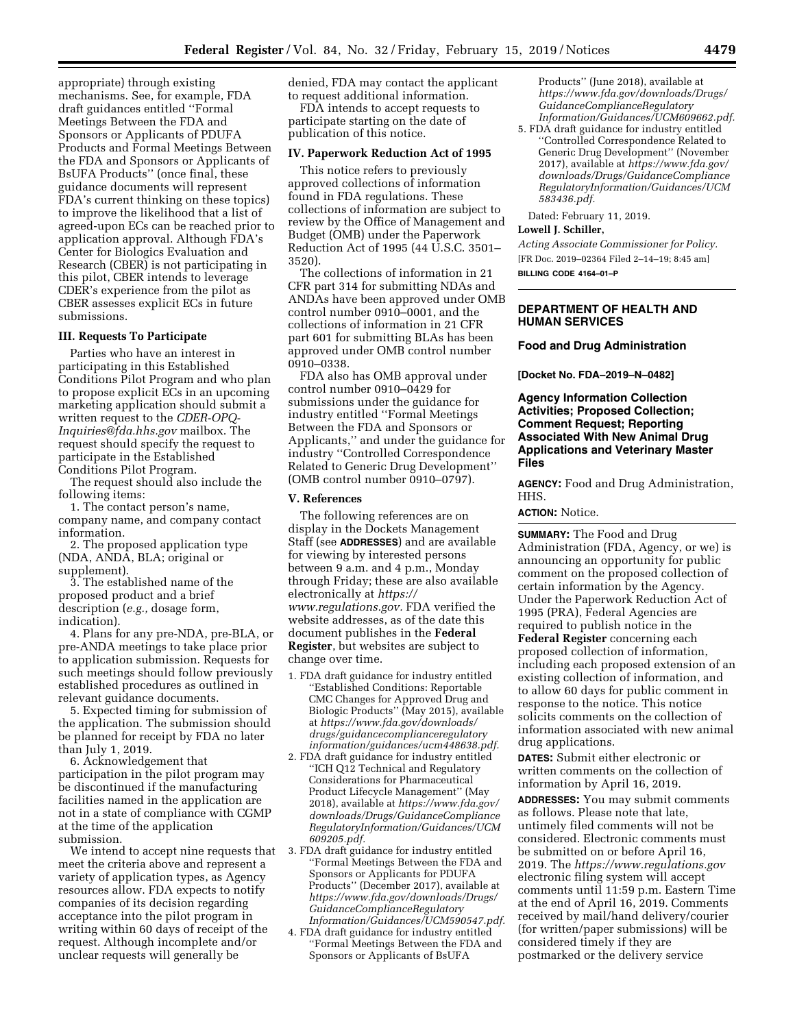appropriate) through existing mechanisms. See, for example, FDA draft guidances entitled ''Formal Meetings Between the FDA and Sponsors or Applicants of PDUFA Products and Formal Meetings Between the FDA and Sponsors or Applicants of BsUFA Products'' (once final, these guidance documents will represent FDA's current thinking on these topics) to improve the likelihood that a list of agreed-upon ECs can be reached prior to application approval. Although FDA's Center for Biologics Evaluation and Research (CBER) is not participating in this pilot, CBER intends to leverage CDER's experience from the pilot as CBER assesses explicit ECs in future submissions.

### III. Requests To Participate

Parties who have an interest in participating in this Established Conditions Pilot Program and who plan to propose explicit ECs in an upcoming marketing application should submit a written request to the *CDER-OPQ-Inquiries@fda.hhs.gov* mailbox. The request should specify the request to participate in the Established Conditions Pilot Program.

The request should also include the following items:

1. The contact person's name, company name, and company contact information.
2. The proposed application type (NDA, ANDA, BLA; original or supplement).
3. The established name of the proposed product and a brief description (*e.g.,* dosage form, indication).
4. Plans for any pre-NDA, pre-BLA, or pre-ANDA meetings to take place prior to application submission. Requests for such meetings should follow previously established procedures as outlined in relevant guidance documents.
5. Expected timing for submission of the application. The submission should be planned for receipt by FDA no later than July 1, 2019.
6. Acknowledgement that participation in the pilot program may be discontinued if the manufacturing facilities named in the application are not in a state of compliance with CGMP at the time of the application submission.

We intend to accept nine requests that meet the criteria above and represent a variety of application types, as Agency resources allow. FDA expects to notify companies of its decision regarding acceptance into the pilot program in writing within 60 days of receipt of the request. Although incomplete and/or unclear requests will generally be denied, FDA may contact the applicant to request additional information.

FDA intends to accept requests to participate starting on the date of publication of this notice.

### IV. Paperwork Reduction Act of 1995

This notice refers to previously approved collections of information found in FDA regulations. These collections of information are subject to review by the Office of Management and Budget (OMB) under the Paperwork Reduction Act of 1995 (44 U.S.C. 3501–3520).

The collections of information in 21 CFR part 314 for submitting NDAs and ANDAs have been approved under OMB control number 0910–0001, and the collections of information in 21 CFR part 601 for submitting BLAs has been approved under OMB control number 0910–0338.

FDA also has OMB approval under control number 0910–0429 for submissions under the guidance for industry entitled ''Formal Meetings Between the FDA and Sponsors or Applicants,'' and under the guidance for industry ''Controlled Correspondence Related to Generic Drug Development'' (OMB control number 0910–0797).

### V. References

The following references are on display in the Dockets Management Staff (see **ADDRESSES**) and are available for viewing by interested persons between 9 a.m. and 4 p.m., Monday through Friday; these are also available electronically at *https://www.regulations.gov.* FDA verified the website addresses, as of the date this document publishes in the **Federal Register**, but websites are subject to change over time.

1. FDA draft guidance for industry entitled ''Established Conditions: Reportable CMC Changes for Approved Drug and Biologic Products'' (May 2015), available at *https://www.fda.gov/downloads/drugs/guidancecomplianceregulatoryinformation/guidances/ucm448638.pdf.*
2. FDA draft guidance for industry entitled ''ICH Q12 Technical and Regulatory Considerations for Pharmaceutical Product Lifecycle Management'' (May 2018), available at *https://www.fda.gov/downloads/Drugs/GuidanceComplianceRegulatoryInformation/Guidances/UCM609205.pdf.*
3. FDA draft guidance for industry entitled ''Formal Meetings Between the FDA and Sponsors or Applicants for PDUFA Products'' (December 2017), available at *https://www.fda.gov/downloads/Drugs/GuidanceComplianceRegulatoryInformation/Guidances/UCM590547.pdf.*
4. FDA draft guidance for industry entitled ''Formal Meetings Between the FDA and Sponsors or Applicants of BsUFA Products'' (June 2018), available at *https://www.fda.gov/downloads/Drugs/GuidanceComplianceRegulatoryInformation/Guidances/UCM609662.pdf.*
5. FDA draft guidance for industry entitled ''Controlled Correspondence Related to Generic Drug Development'' (November 2017), available at *https://www.fda.gov/downloads/Drugs/GuidanceComplianceRegulatoryInformation/Guidances/UCM583436.pdf.*

Dated: February 11, 2019.

**Lowell J. Schiller,**

*Acting Associate Commissioner for Policy.*

[FR Doc. 2019–02364 Filed 2–14–19; 8:45 am]

**BILLING CODE 4164–01–P**

---

## DEPARTMENT OF HEALTH AND HUMAN SERVICES

### Food and Drug Administration

**[Docket No. FDA–2019–N–0482]**

### Agency Information Collection Activities; Proposed Collection; Comment Request; Reporting Associated With New Animal Drug Applications and Veterinary Master Files

**AGENCY:** Food and Drug Administration, HHS.

**ACTION:** Notice.

**SUMMARY:** The Food and Drug Administration (FDA, Agency, or we) is announcing an opportunity for public comment on the proposed collection of certain information by the Agency. Under the Paperwork Reduction Act of 1995 (PRA), Federal Agencies are required to publish notice in the **Federal Register** concerning each proposed collection of information, including each proposed extension of an existing collection of information, and to allow 60 days for public comment in response to the notice. This notice solicits comments on the collection of information associated with new animal drug applications.

**DATES:** Submit either electronic or written comments on the collection of information by April 16, 2019.

**ADDRESSES:** You may submit comments as follows. Please note that late, untimely filed comments will not be considered. Electronic comments must be submitted on or before April 16, 2019. The *https://www.regulations.gov* electronic filing system will accept comments until 11:59 p.m. Eastern Time at the end of April 16, 2019. Comments received by mail/hand delivery/courier (for written/paper submissions) will be considered timely if they are postmarked or the delivery service